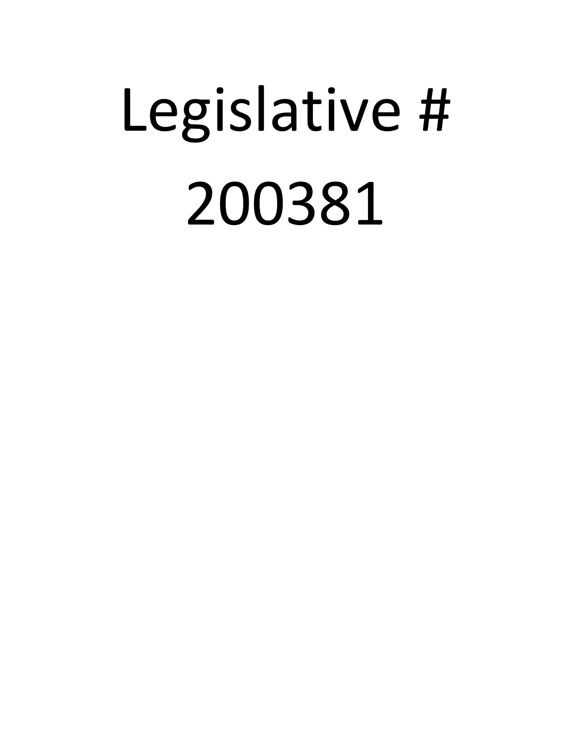# Legislative # 200381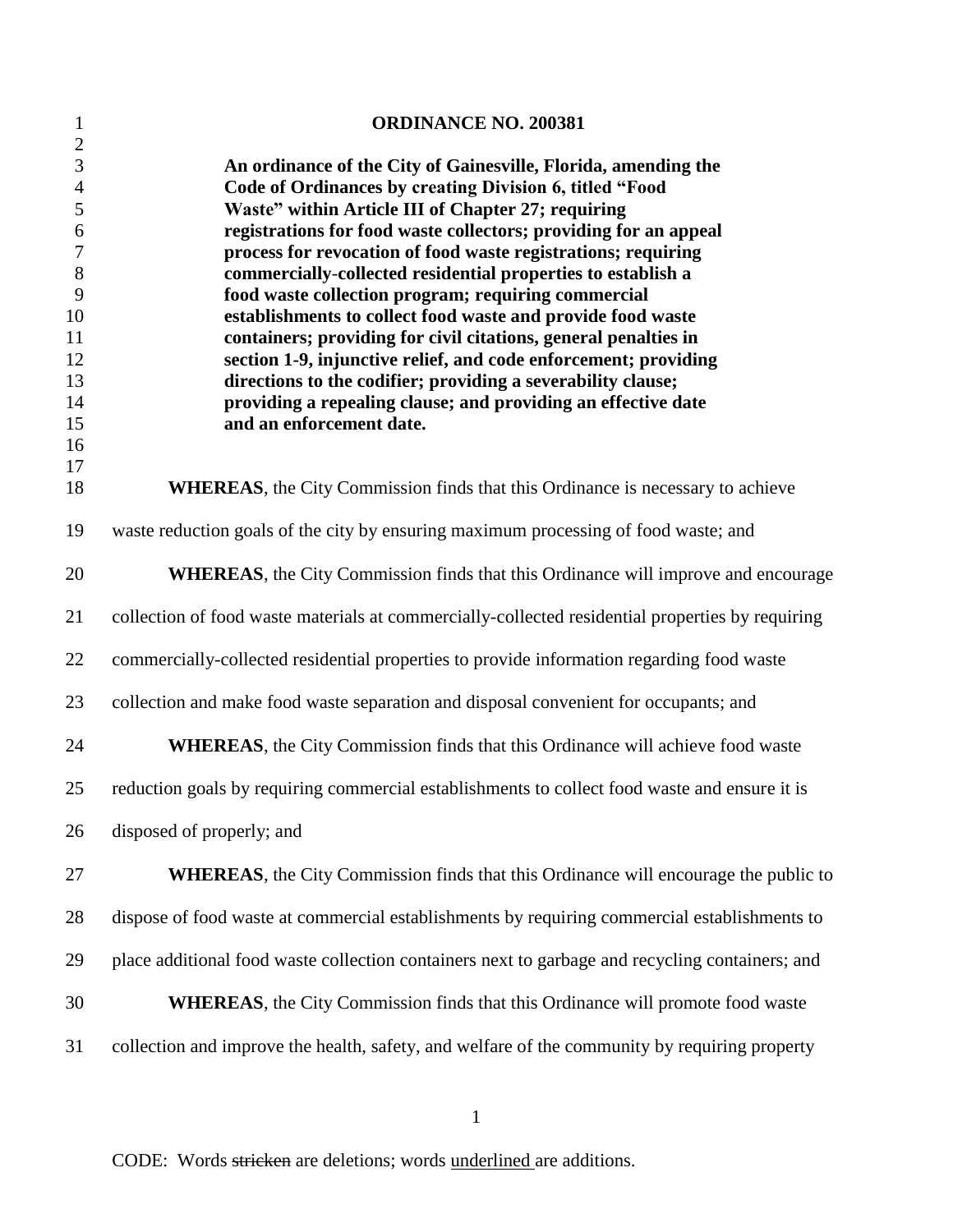**ORDINANCE NO. 200381**

**An ordinance of the City of Gainesville, Florida, amending the Code of Ordinances by creating Division 6, titled "Food Waste" within Article III of Chapter 27; requiring registrations for food waste collectors; providing for an appeal process for revocation of food waste registrations; requiring commercially-collected residential properties to establish a food waste collection program; requiring commercial establishments to collect food waste and provide food waste containers; providing for civil citations, general penalties in section 1-9, injunctive relief, and code enforcement; providing directions to the codifier; providing a severability clause; providing a repealing clause; and providing an effective date and an enforcement date.**

**WHEREAS**, the City Commission finds that this Ordinance is necessary to achieve waste reduction goals of the city by ensuring maximum processing of food waste; and

**WHEREAS**, the City Commission finds that this Ordinance will improve and encourage collection of food waste materials at commercially-collected residential properties by requiring commercially-collected residential properties to provide information regarding food waste collection and make food waste separation and disposal convenient for occupants; and

**WHEREAS**, the City Commission finds that this Ordinance will achieve food waste reduction goals by requiring commercial establishments to collect food waste and ensure it is disposed of properly; and

**WHEREAS**, the City Commission finds that this Ordinance will encourage the public to dispose of food waste at commercial establishments by requiring commercial establishments to place additional food waste collection containers next to garbage and recycling containers; and

**WHEREAS**, the City Commission finds that this Ordinance will promote food waste collection and improve the health, safety, and welfare of the community by requiring property

CODE: Words ~~stricken~~ are deletions; words <u>underlined</u> are additions.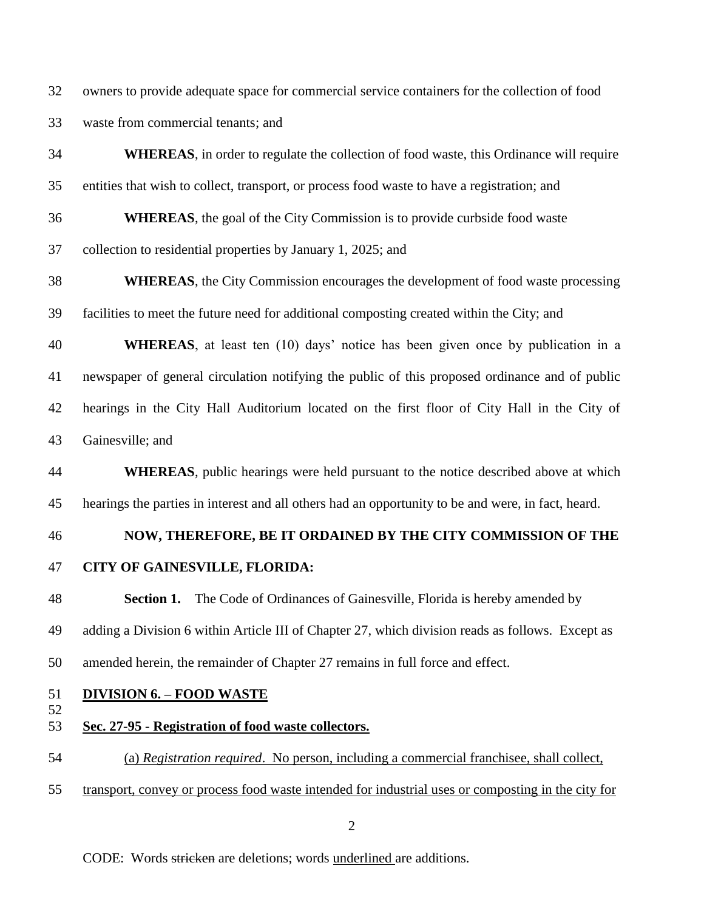owners to provide adequate space for commercial service containers for the collection of food waste from commercial tenants; and

**WHEREAS**, in order to regulate the collection of food waste, this Ordinance will require entities that wish to collect, transport, or process food waste to have a registration; and

**WHEREAS**, the goal of the City Commission is to provide curbside food waste collection to residential properties by January 1, 2025; and

**WHEREAS**, the City Commission encourages the development of food waste processing facilities to meet the future need for additional composting created within the City; and

**WHEREAS**, at least ten (10) days' notice has been given once by publication in a newspaper of general circulation notifying the public of this proposed ordinance and of public hearings in the City Hall Auditorium located on the first floor of City Hall in the City of Gainesville; and

**WHEREAS**, public hearings were held pursuant to the notice described above at which hearings the parties in interest and all others had an opportunity to be and were, in fact, heard.

**NOW, THEREFORE, BE IT ORDAINED BY THE CITY COMMISSION OF THE CITY OF GAINESVILLE, FLORIDA:**

**Section 1.** The Code of Ordinances of Gainesville, Florida is hereby amended by adding a Division 6 within Article III of Chapter 27, which division reads as follows. Except as amended herein, the remainder of Chapter 27 remains in full force and effect.

**DIVISION 6. – FOOD WASTE**

**Sec. 27-95 - Registration of food waste collectors.**

(a) *Registration required*. No person, including a commercial franchisee, shall collect, transport, convey or process food waste intended for industrial uses or composting in the city for

CODE: Words ~~stricken~~ are deletions; words underlined are additions.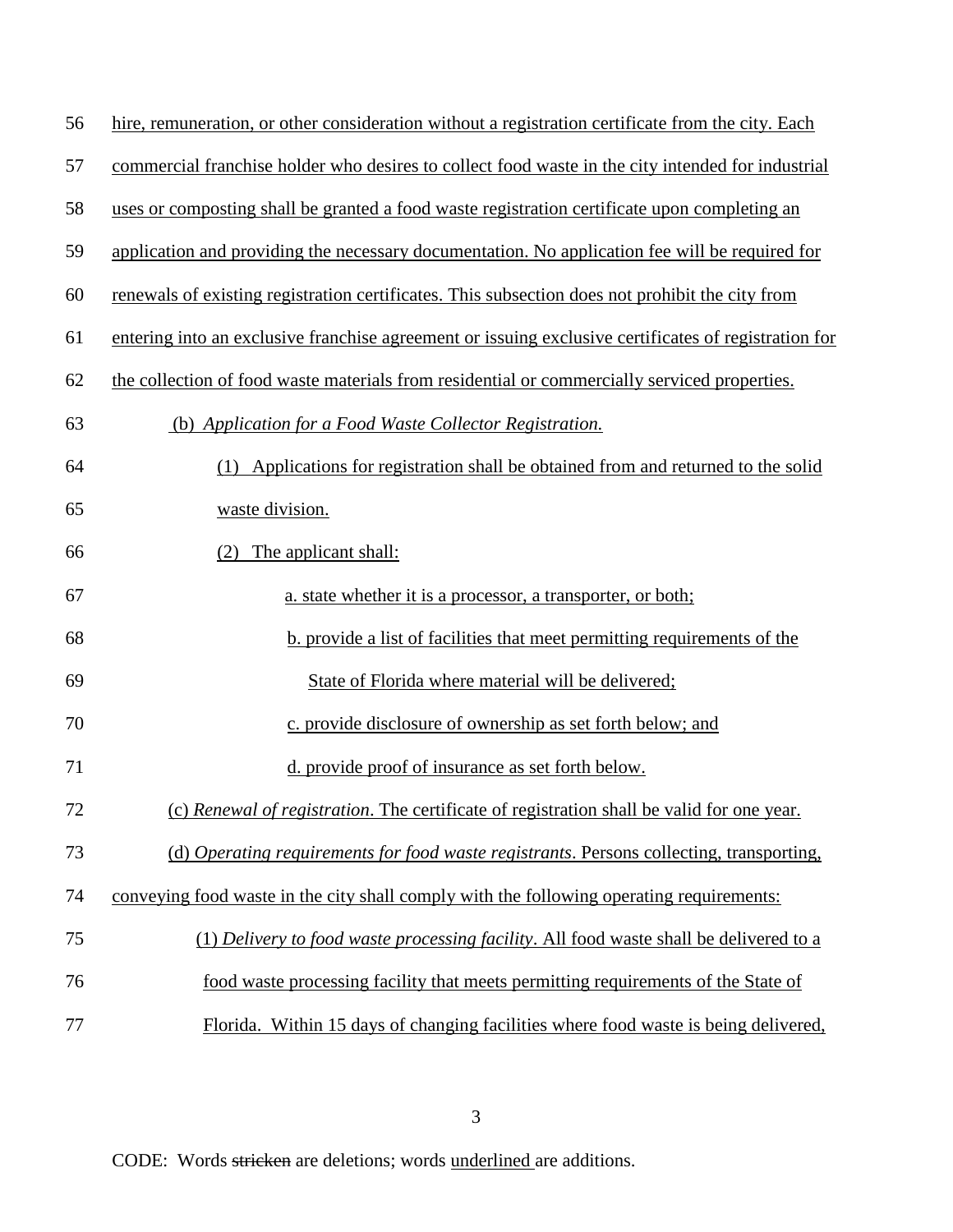hire, remuneration, or other consideration without a registration certificate from the city. Each commercial franchise holder who desires to collect food waste in the city intended for industrial uses or composting shall be granted a food waste registration certificate upon completing an application and providing the necessary documentation. No application fee will be required for renewals of existing registration certificates. This subsection does not prohibit the city from entering into an exclusive franchise agreement or issuing exclusive certificates of registration for the collection of food waste materials from residential or commercially serviced properties.

(b) *Application for a Food Waste Collector Registration.*

(1) Applications for registration shall be obtained from and returned to the solid waste division.

(2) The applicant shall:

a. state whether it is a processor, a transporter, or both;

b. provide a list of facilities that meet permitting requirements of the State of Florida where material will be delivered;

c. provide disclosure of ownership as set forth below; and

d. provide proof of insurance as set forth below.

(c) *Renewal of registration*. The certificate of registration shall be valid for one year.

(d) *Operating requirements for food waste registrants*. Persons collecting, transporting, conveying food waste in the city shall comply with the following operating requirements:

(1) *Delivery to food waste processing facility*. All food waste shall be delivered to a food waste processing facility that meets permitting requirements of the State of Florida. Within 15 days of changing facilities where food waste is being delivered,

CODE: Words ~~stricken~~ are deletions; words underlined are additions.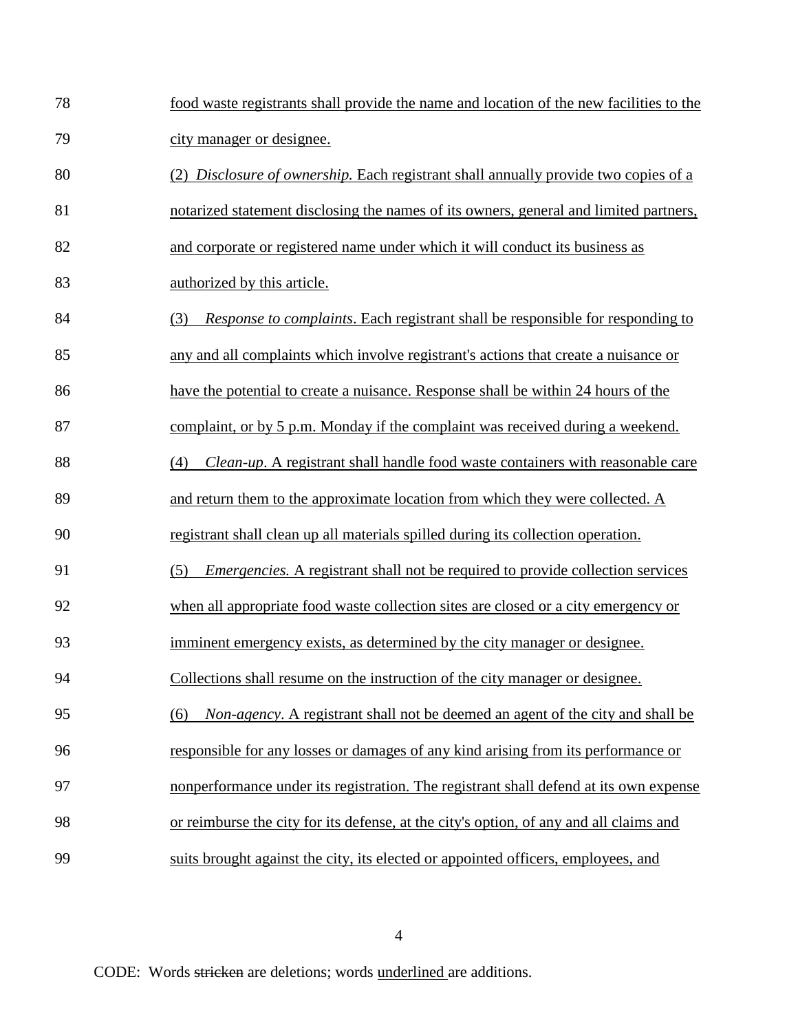78 food waste registrants shall provide the name and location of the new facilities to the

79 city manager or designee.

80 (2) *Disclosure of ownership.* Each registrant shall annually provide two copies of a

81 notarized statement disclosing the names of its owners, general and limited partners,

82 and corporate or registered name under which it will conduct its business as

83 authorized by this article.

84 (3) *Response to complaints*. Each registrant shall be responsible for responding to

85 any and all complaints which involve registrant's actions that create a nuisance or

86 have the potential to create a nuisance. Response shall be within 24 hours of the

87 complaint, or by 5 p.m. Monday if the complaint was received during a weekend.

88 (4) *Clean-up*. A registrant shall handle food waste containers with reasonable care

89 and return them to the approximate location from which they were collected. A

90 registrant shall clean up all materials spilled during its collection operation.

91 (5) *Emergencies.* A registrant shall not be required to provide collection services

92 when all appropriate food waste collection sites are closed or a city emergency or

93 imminent emergency exists, as determined by the city manager or designee.

94 Collections shall resume on the instruction of the city manager or designee.

95 (6) *Non-agency*. A registrant shall not be deemed an agent of the city and shall be

96 responsible for any losses or damages of any kind arising from its performance or

97 nonperformance under its registration. The registrant shall defend at its own expense

98 or reimburse the city for its defense, at the city's option, of any and all claims and

99 suits brought against the city, its elected or appointed officers, employees, and

CODE: Words ~~stricken~~ are deletions; words underlined are additions.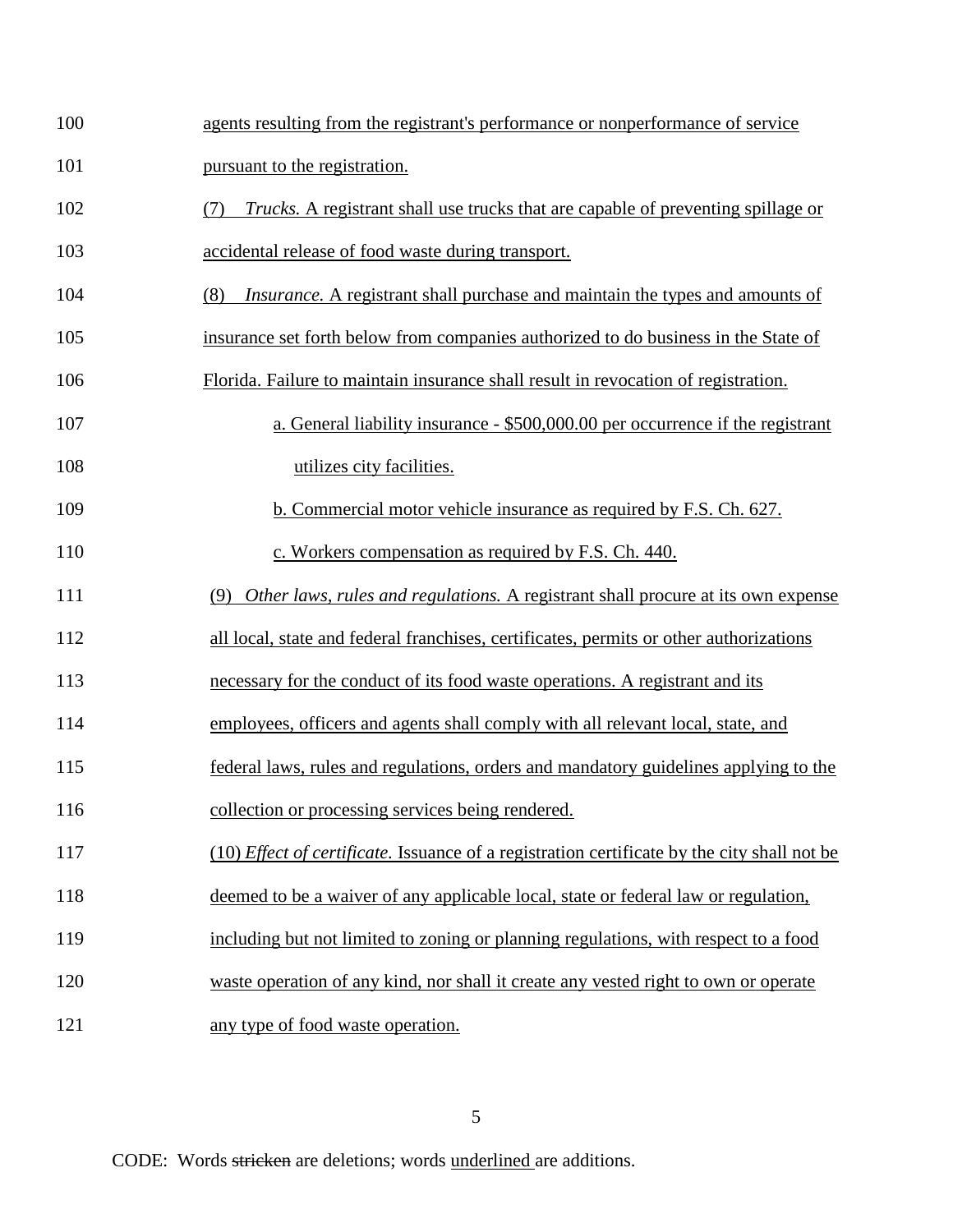agents resulting from the registrant's performance or nonperformance of service pursuant to the registration.

(7) *Trucks.* A registrant shall use trucks that are capable of preventing spillage or accidental release of food waste during transport.

(8) *Insurance.* A registrant shall purchase and maintain the types and amounts of insurance set forth below from companies authorized to do business in the State of Florida. Failure to maintain insurance shall result in revocation of registration.

a. General liability insurance - $500,000.00 per occurrence if the registrant utilizes city facilities.

b. Commercial motor vehicle insurance as required by F.S. Ch. 627.

c. Workers compensation as required by F.S. Ch. 440.

(9) *Other laws, rules and regulations.* A registrant shall procure at its own expense all local, state and federal franchises, certificates, permits or other authorizations necessary for the conduct of its food waste operations. A registrant and its employees, officers and agents shall comply with all relevant local, state, and federal laws, rules and regulations, orders and mandatory guidelines applying to the collection or processing services being rendered.

(10) *Effect of certificate.* Issuance of a registration certificate by the city shall not be deemed to be a waiver of any applicable local, state or federal law or regulation, including but not limited to zoning or planning regulations, with respect to a food waste operation of any kind, nor shall it create any vested right to own or operate any type of food waste operation.

CODE: Words ~~stricken~~ are deletions; words underlined are additions.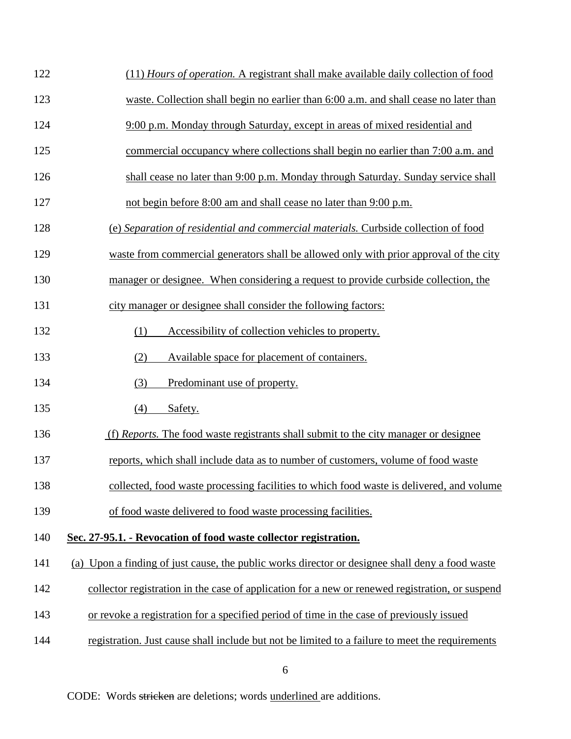(11) *Hours of operation.* A registrant shall make available daily collection of food waste. Collection shall begin no earlier than 6:00 a.m. and shall cease no later than 9:00 p.m. Monday through Saturday, except in areas of mixed residential and commercial occupancy where collections shall begin no earlier than 7:00 a.m. and shall cease no later than 9:00 p.m. Monday through Saturday. Sunday service shall not begin before 8:00 am and shall cease no later than 9:00 p.m.

(e) *Separation of residential and commercial materials.* Curbside collection of food waste from commercial generators shall be allowed only with prior approval of the city manager or designee. When considering a request to provide curbside collection, the city manager or designee shall consider the following factors:

(1) Accessibility of collection vehicles to property.

(2) Available space for placement of containers.

(3) Predominant use of property.

(4) Safety.

(f) *Reports.* The food waste registrants shall submit to the city manager or designee reports, which shall include data as to number of customers, volume of food waste collected, food waste processing facilities to which food waste is delivered, and volume of food waste delivered to food waste processing facilities.

**Sec. 27-95.1. - Revocation of food waste collector registration.**

(a) Upon a finding of just cause, the public works director or designee shall deny a food waste collector registration in the case of application for a new or renewed registration, or suspend or revoke a registration for a specified period of time in the case of previously issued registration. Just cause shall include but not be limited to a failure to meet the requirements

CODE: Words ~~stricken~~ are deletions; words underlined are additions.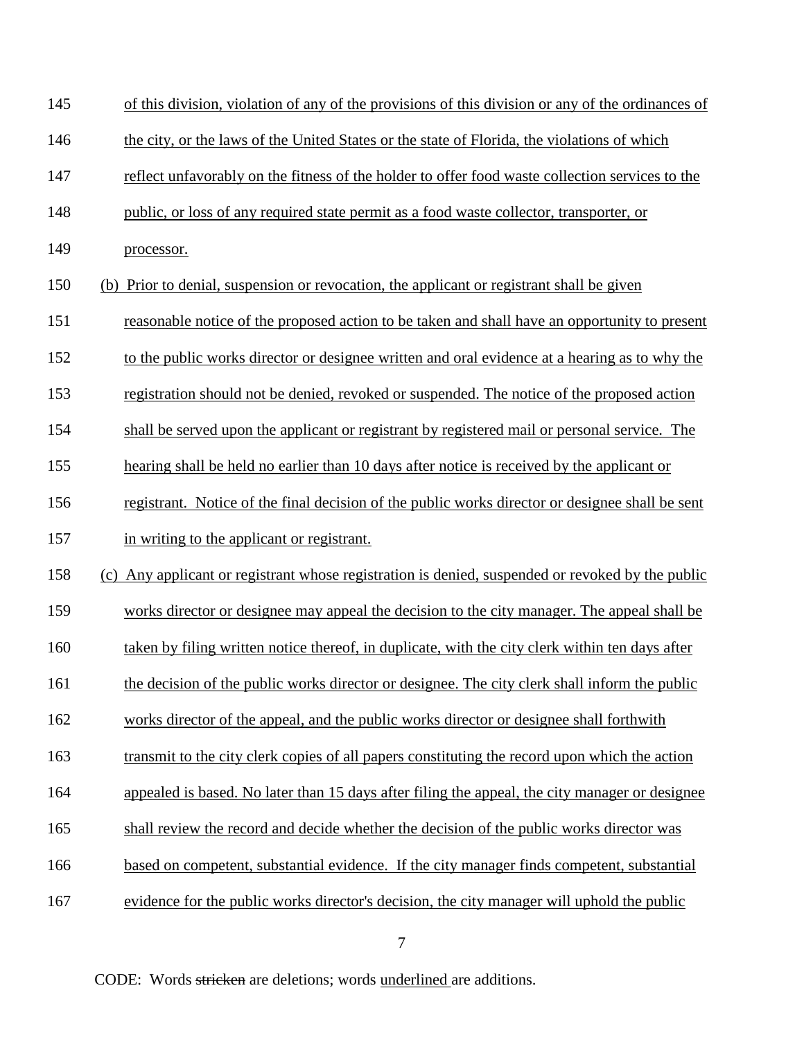of this division, violation of any of the provisions of this division or any of the ordinances of the city, or the laws of the United States or the state of Florida, the violations of which reflect unfavorably on the fitness of the holder to offer food waste collection services to the public, or loss of any required state permit as a food waste collector, transporter, or processor.

(b) Prior to denial, suspension or revocation, the applicant or registrant shall be given reasonable notice of the proposed action to be taken and shall have an opportunity to present to the public works director or designee written and oral evidence at a hearing as to why the registration should not be denied, revoked or suspended. The notice of the proposed action shall be served upon the applicant or registrant by registered mail or personal service. The hearing shall be held no earlier than 10 days after notice is received by the applicant or registrant. Notice of the final decision of the public works director or designee shall be sent in writing to the applicant or registrant.

(c) Any applicant or registrant whose registration is denied, suspended or revoked by the public works director or designee may appeal the decision to the city manager. The appeal shall be taken by filing written notice thereof, in duplicate, with the city clerk within ten days after the decision of the public works director or designee. The city clerk shall inform the public works director of the appeal, and the public works director or designee shall forthwith transmit to the city clerk copies of all papers constituting the record upon which the action appealed is based. No later than 15 days after filing the appeal, the city manager or designee shall review the record and decide whether the decision of the public works director was based on competent, substantial evidence. If the city manager finds competent, substantial evidence for the public works director's decision, the city manager will uphold the public

CODE: Words ~~stricken~~ are deletions; words underlined are additions.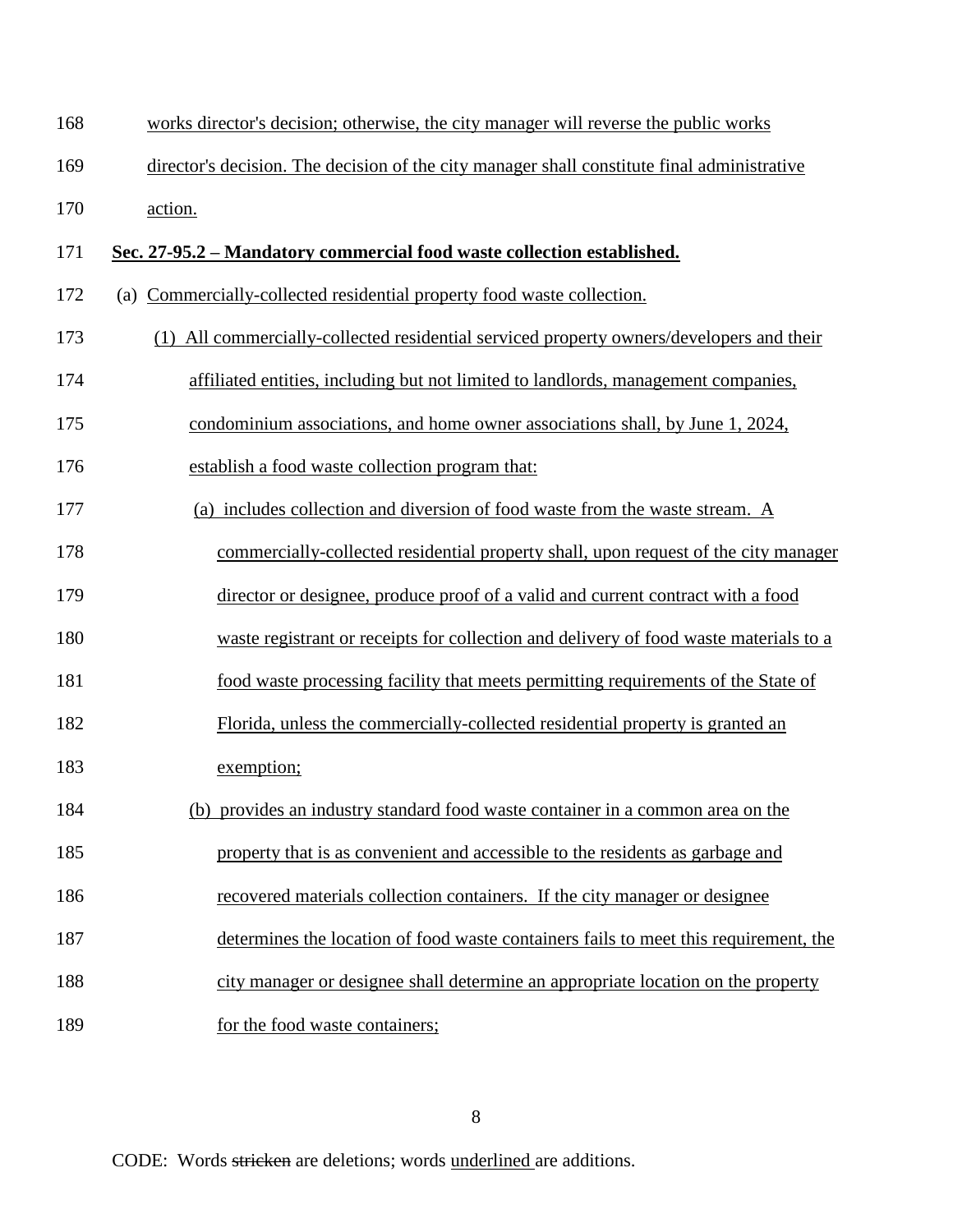168 works director's decision; otherwise, the city manager will reverse the public works

169 director's decision. The decision of the city manager shall constitute final administrative

170 action.

171 **Sec. 27-95.2 – Mandatory commercial food waste collection established.**

172 (a) Commercially-collected residential property food waste collection.

173 (1) All commercially-collected residential serviced property owners/developers and their

174 affiliated entities, including but not limited to landlords, management companies,

175 condominium associations, and home owner associations shall, by June 1, 2024,

176 establish a food waste collection program that:

177 (a) includes collection and diversion of food waste from the waste stream. A

178 commercially-collected residential property shall, upon request of the city manager

179 director or designee, produce proof of a valid and current contract with a food

180 waste registrant or receipts for collection and delivery of food waste materials to a

181 food waste processing facility that meets permitting requirements of the State of

182 Florida, unless the commercially-collected residential property is granted an

183 exemption;

184 (b) provides an industry standard food waste container in a common area on the

185 property that is as convenient and accessible to the residents as garbage and

186 recovered materials collection containers. If the city manager or designee

187 determines the location of food waste containers fails to meet this requirement, the

188 city manager or designee shall determine an appropriate location on the property

189 for the food waste containers;

CODE: Words ~~stricken~~ are deletions; words underlined are additions.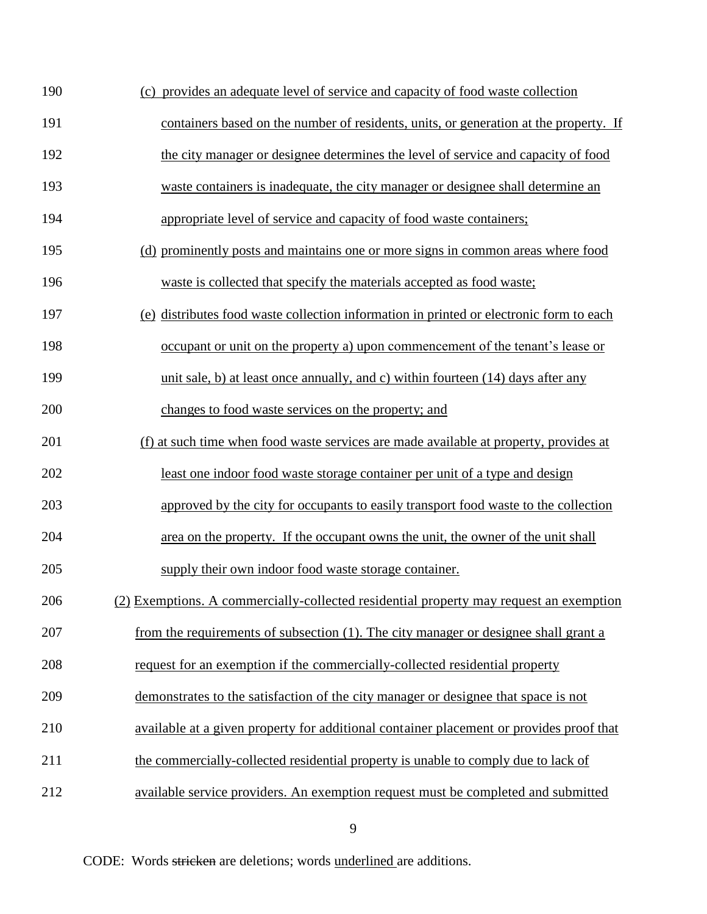(c) provides an adequate level of service and capacity of food waste collection containers based on the number of residents, units, or generation at the property. If the city manager or designee determines the level of service and capacity of food waste containers is inadequate, the city manager or designee shall determine an appropriate level of service and capacity of food waste containers;

(d) prominently posts and maintains one or more signs in common areas where food waste is collected that specify the materials accepted as food waste;

(e) distributes food waste collection information in printed or electronic form to each occupant or unit on the property a) upon commencement of the tenant's lease or unit sale, b) at least once annually, and c) within fourteen (14) days after any changes to food waste services on the property; and

(f) at such time when food waste services are made available at property, provides at least one indoor food waste storage container per unit of a type and design approved by the city for occupants to easily transport food waste to the collection area on the property. If the occupant owns the unit, the owner of the unit shall supply their own indoor food waste storage container.

(2) Exemptions. A commercially-collected residential property may request an exemption from the requirements of subsection (1). The city manager or designee shall grant a request for an exemption if the commercially-collected residential property demonstrates to the satisfaction of the city manager or designee that space is not available at a given property for additional container placement or provides proof that the commercially-collected residential property is unable to comply due to lack of available service providers. An exemption request must be completed and submitted

CODE: Words ~~stricken~~ are deletions; words underlined are additions.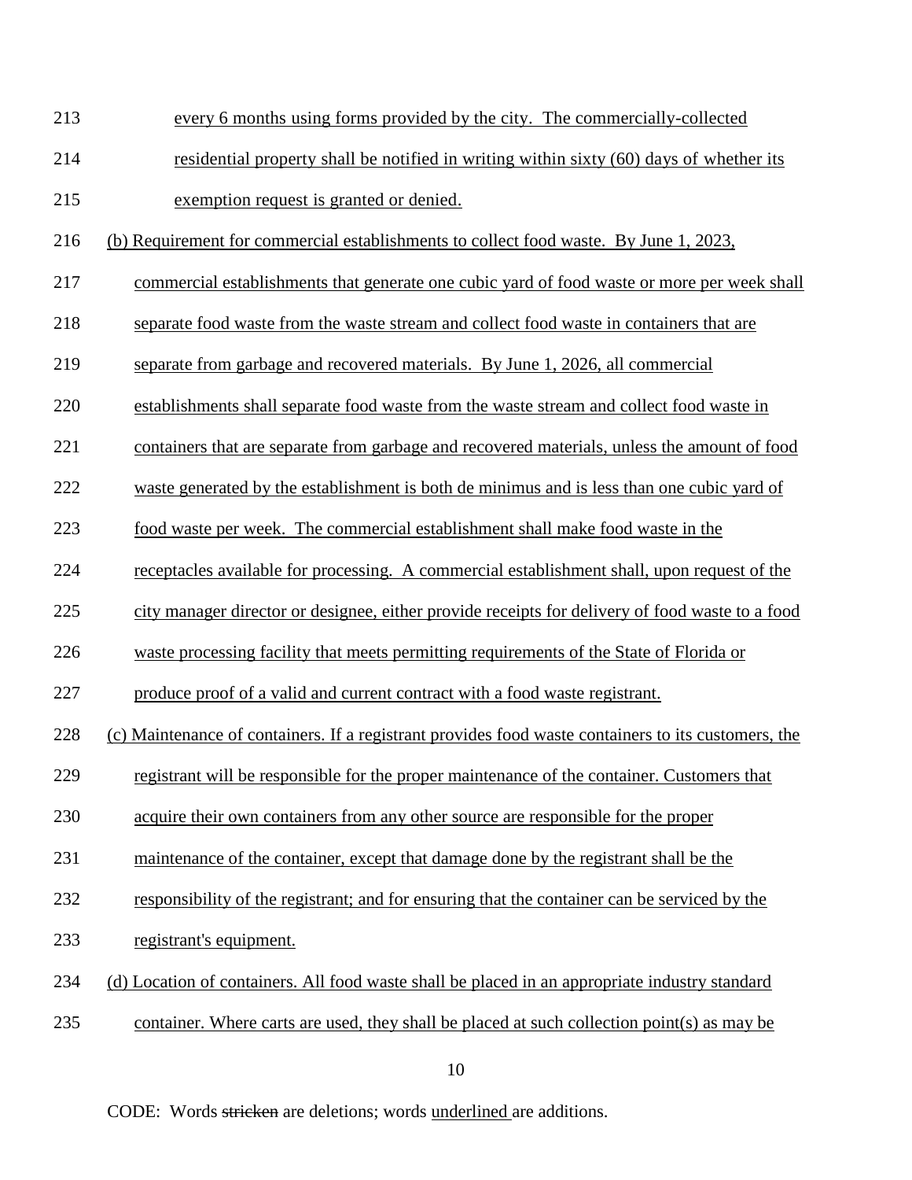213 every 6 months using forms provided by the city. The commercially-collected

214 residential property shall be notified in writing within sixty (60) days of whether its

215 exemption request is granted or denied.

216 (b) Requirement for commercial establishments to collect food waste. By June 1, 2023,

217 commercial establishments that generate one cubic yard of food waste or more per week shall

218 separate food waste from the waste stream and collect food waste in containers that are

219 separate from garbage and recovered materials. By June 1, 2026, all commercial

220 establishments shall separate food waste from the waste stream and collect food waste in

221 containers that are separate from garbage and recovered materials, unless the amount of food

222 waste generated by the establishment is both de minimus and is less than one cubic yard of

223 food waste per week. The commercial establishment shall make food waste in the

224 receptacles available for processing. A commercial establishment shall, upon request of the

225 city manager director or designee, either provide receipts for delivery of food waste to a food

226 waste processing facility that meets permitting requirements of the State of Florida or

227 produce proof of a valid and current contract with a food waste registrant.

228 (c) Maintenance of containers. If a registrant provides food waste containers to its customers, the

229 registrant will be responsible for the proper maintenance of the container. Customers that

230 acquire their own containers from any other source are responsible for the proper

231 maintenance of the container, except that damage done by the registrant shall be the

232 responsibility of the registrant; and for ensuring that the container can be serviced by the

233 registrant's equipment.

234 (d) Location of containers. All food waste shall be placed in an appropriate industry standard

235 container. Where carts are used, they shall be placed at such collection point(s) as may be

CODE: Words ~~stricken~~ are deletions; words underlined are additions.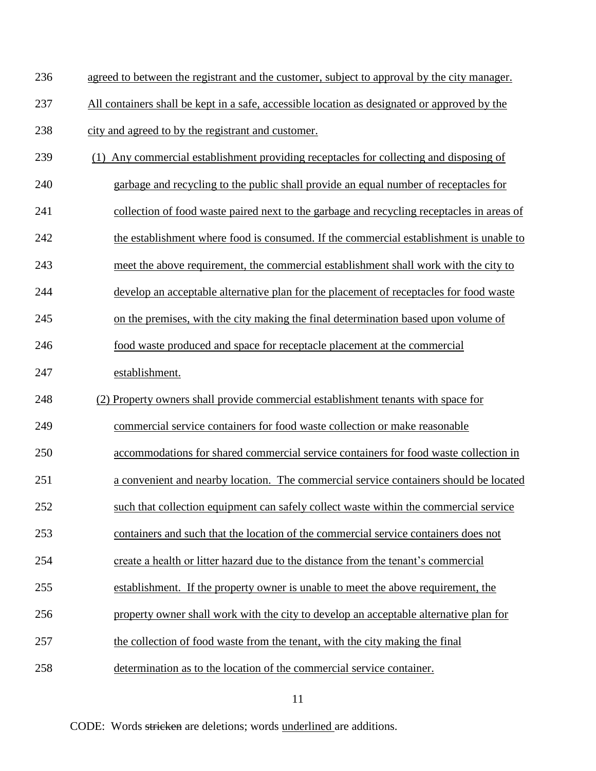236 agreed to between the registrant and the customer, subject to approval by the city manager.

237 All containers shall be kept in a safe, accessible location as designated or approved by the

238 city and agreed to by the registrant and customer.

239 (1) Any commercial establishment providing receptacles for collecting and disposing of

240 garbage and recycling to the public shall provide an equal number of receptacles for

241 collection of food waste paired next to the garbage and recycling receptacles in areas of

242 the establishment where food is consumed. If the commercial establishment is unable to

243 meet the above requirement, the commercial establishment shall work with the city to

244 develop an acceptable alternative plan for the placement of receptacles for food waste

245 on the premises, with the city making the final determination based upon volume of

246 food waste produced and space for receptacle placement at the commercial

247 establishment.

248 (2) Property owners shall provide commercial establishment tenants with space for

249 commercial service containers for food waste collection or make reasonable

250 accommodations for shared commercial service containers for food waste collection in

251 a convenient and nearby location. The commercial service containers should be located

252 such that collection equipment can safely collect waste within the commercial service

253 containers and such that the location of the commercial service containers does not

254 create a health or litter hazard due to the distance from the tenant's commercial

255 establishment. If the property owner is unable to meet the above requirement, the

256 property owner shall work with the city to develop an acceptable alternative plan for

257 the collection of food waste from the tenant, with the city making the final

258 determination as to the location of the commercial service container.

CODE: Words ~~stricken~~ are deletions; words underlined are additions.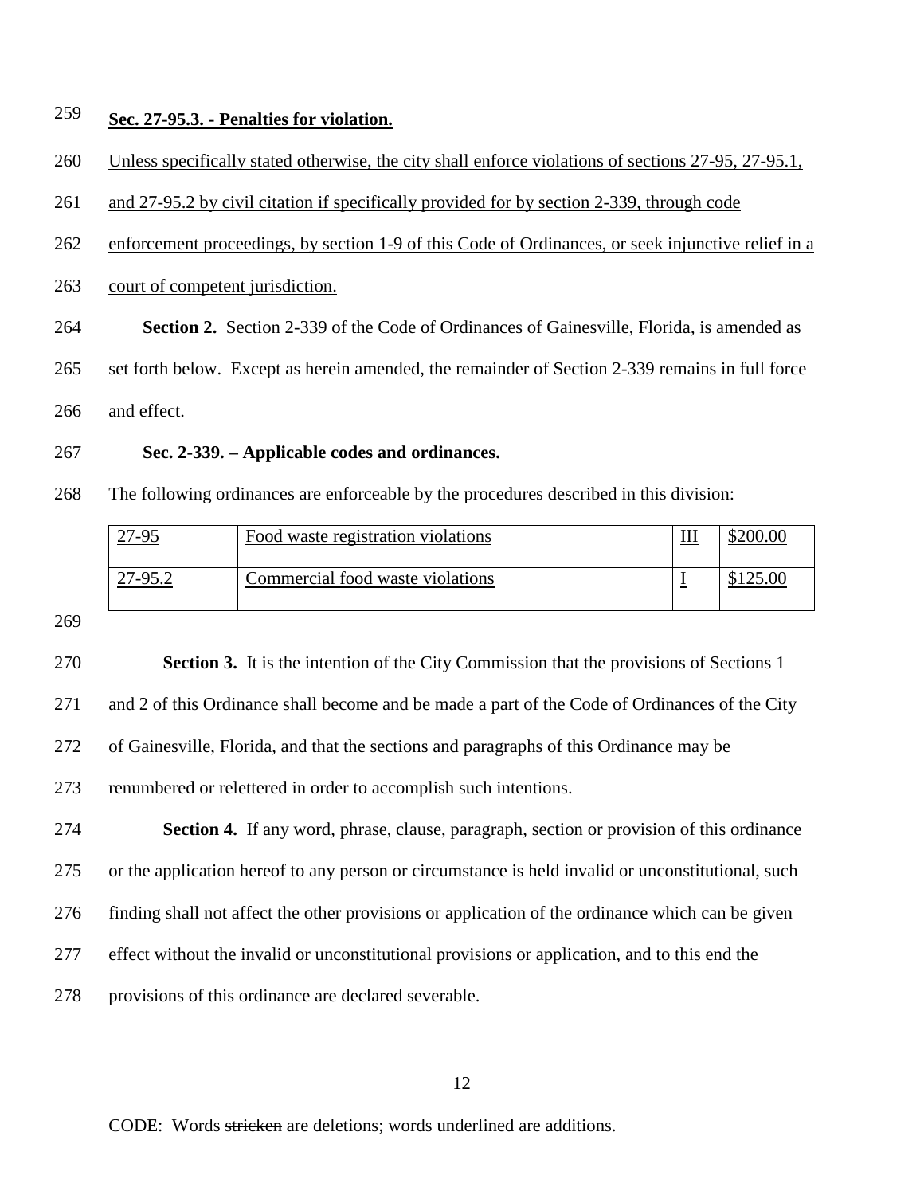**Sec. 27-95.3. - Penalties for violation.**

Unless specifically stated otherwise, the city shall enforce violations of sections 27-95, 27-95.1, and 27-95.2 by civil citation if specifically provided for by section 2-339, through code enforcement proceedings, by section 1-9 of this Code of Ordinances, or seek injunctive relief in a court of competent jurisdiction.

**Section 2.** Section 2-339 of the Code of Ordinances of Gainesville, Florida, is amended as set forth below. Except as herein amended, the remainder of Section 2-339 remains in full force and effect.

**Sec. 2-339. – Applicable codes and ordinances.**

The following ordinances are enforceable by the procedures described in this division:

| | | | |
|---|---|---|---|
| 27-95 | Food waste registration violations | III | $200.00 |
| 27-95.2 | Commercial food waste violations | I | $125.00 |

**Section 3.** It is the intention of the City Commission that the provisions of Sections 1 and 2 of this Ordinance shall become and be made a part of the Code of Ordinances of the City of Gainesville, Florida, and that the sections and paragraphs of this Ordinance may be renumbered or relettered in order to accomplish such intentions.

**Section 4.** If any word, phrase, clause, paragraph, section or provision of this ordinance or the application hereof to any person or circumstance is held invalid or unconstitutional, such finding shall not affect the other provisions or application of the ordinance which can be given effect without the invalid or unconstitutional provisions or application, and to this end the provisions of this ordinance are declared severable.

CODE: Words ~~stricken~~ are deletions; words underlined are additions.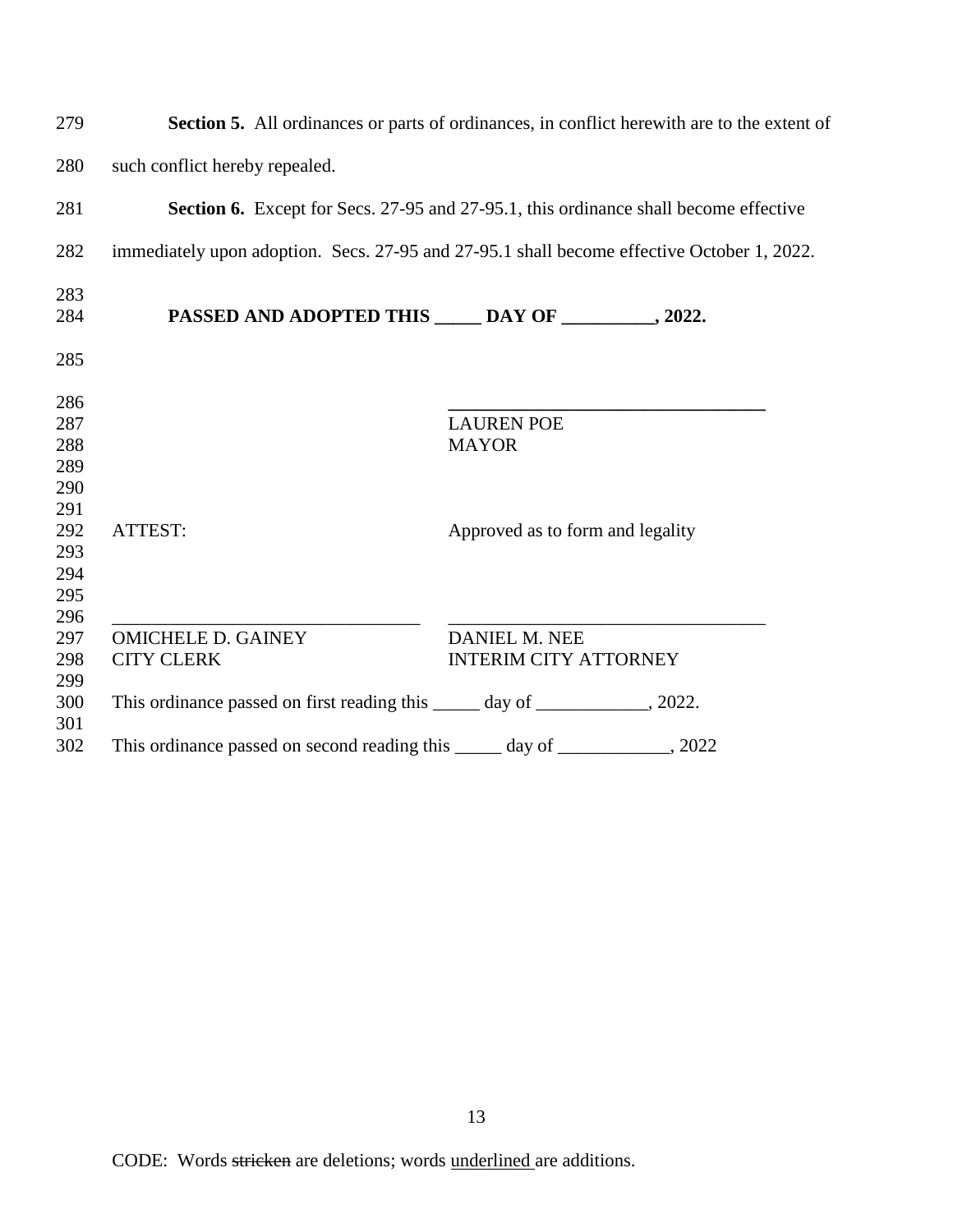**Section 5.** All ordinances or parts of ordinances, in conflict herewith are to the extent of such conflict hereby repealed.

**Section 6.** Except for Secs. 27-95 and 27-95.1, this ordinance shall become effective immediately upon adoption. Secs. 27-95 and 27-95.1 shall become effective October 1, 2022.

**PASSED AND ADOPTED THIS _____ DAY OF __________, 2022.**

__________________________________
LAUREN POE
MAYOR

ATTEST:

__________________________________
OMICHELE D. GAINEY
CITY CLERK

Approved as to form and legality

__________________________________
DANIEL M. NEE
INTERIM CITY ATTORNEY

This ordinance passed on first reading this _____ day of ____________, 2022.

This ordinance passed on second reading this _____ day of ____________, 2022

CODE: Words ~~stricken~~ are deletions; words <u>underlined</u> are additions.